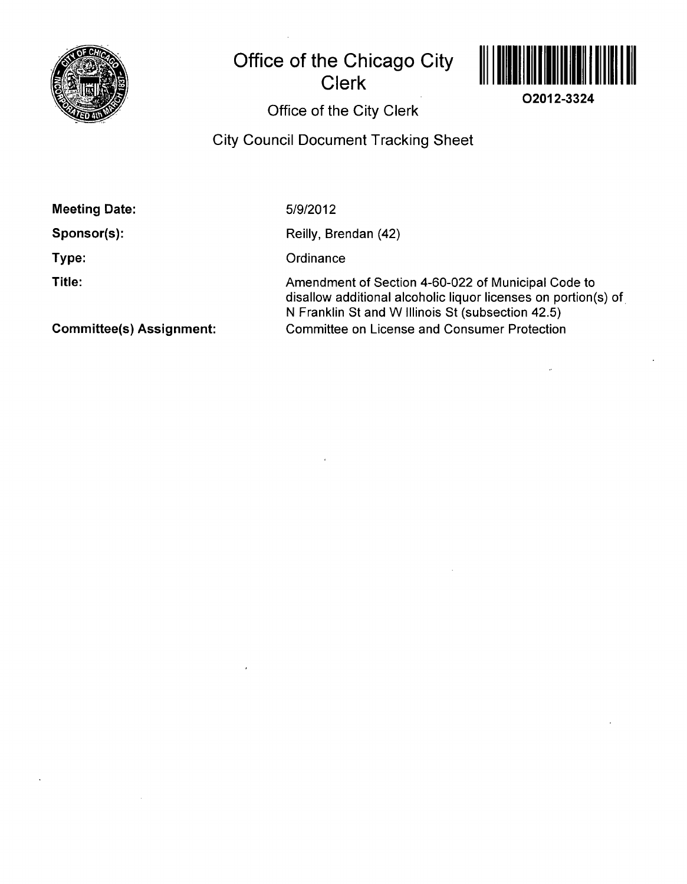# Office of the Chicago City Clerk

O2012-3324

## Office of the City Clerk

## City Council Document Tracking Sheet

**Meeting Date:** 5/9/2012

**Sponsor(s):** Reilly, Brendan (42)

**Type:** Ordinance

**Title:** Amendment of Section 4-60-022 of Municipal Code to disallow additional alcoholic liquor licenses on portion(s) of N Franklin St and W Illinois St (subsection 42.5)

**Committee(s) Assignment:** Committee on License and Consumer Protection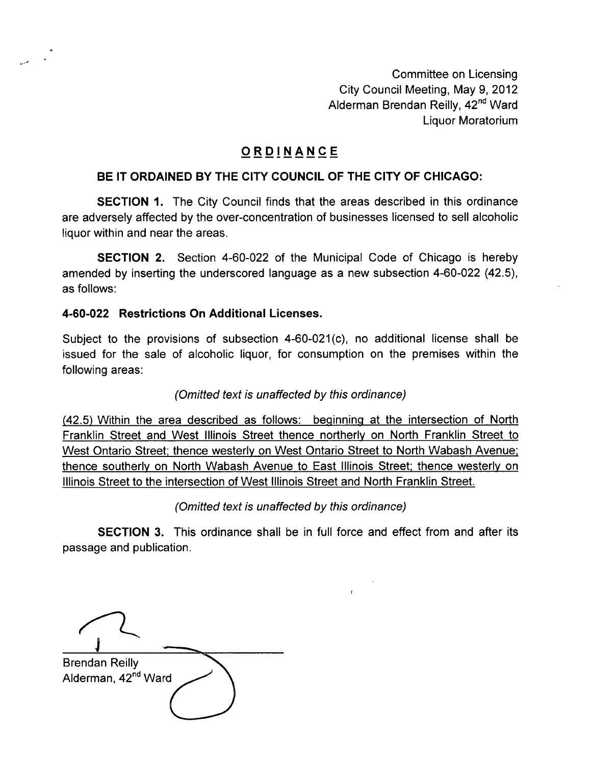Committee on Licensing
City Council Meeting, May 9, 2012
Alderman Brendan Reilly, 42nd Ward
Liquor Moratorium

# ORDINANCE

**BE IT ORDAINED BY THE CITY COUNCIL OF THE CITY OF CHICAGO:**

**SECTION 1.** The City Council finds that the areas described in this ordinance are adversely affected by the over-concentration of businesses licensed to sell alcoholic liquor within and near the areas.

**SECTION 2.** Section 4-60-022 of the Municipal Code of Chicago is hereby amended by inserting the underscored language as a new subsection 4-60-022 (42.5), as follows:

**4-60-022 Restrictions On Additional Licenses.**

Subject to the provisions of subsection 4-60-021(c), no additional license shall be issued for the sale of alcoholic liquor, for consumption on the premises within the following areas:

*(Omitted text is unaffected by this ordinance)*

<u>(42.5) Within the area described as follows: beginning at the intersection of North Franklin Street and West Illinois Street thence northerly on North Franklin Street to West Ontario Street; thence westerly on West Ontario Street to North Wabash Avenue; thence southerly on North Wabash Avenue to East Illinois Street; thence westerly on Illinois Street to the intersection of West Illinois Street and North Franklin Street.</u>

*(Omitted text is unaffected by this ordinance)*

**SECTION 3.** This ordinance shall be in full force and effect from and after its passage and publication.

Brendan Reilly
Alderman, 42nd Ward